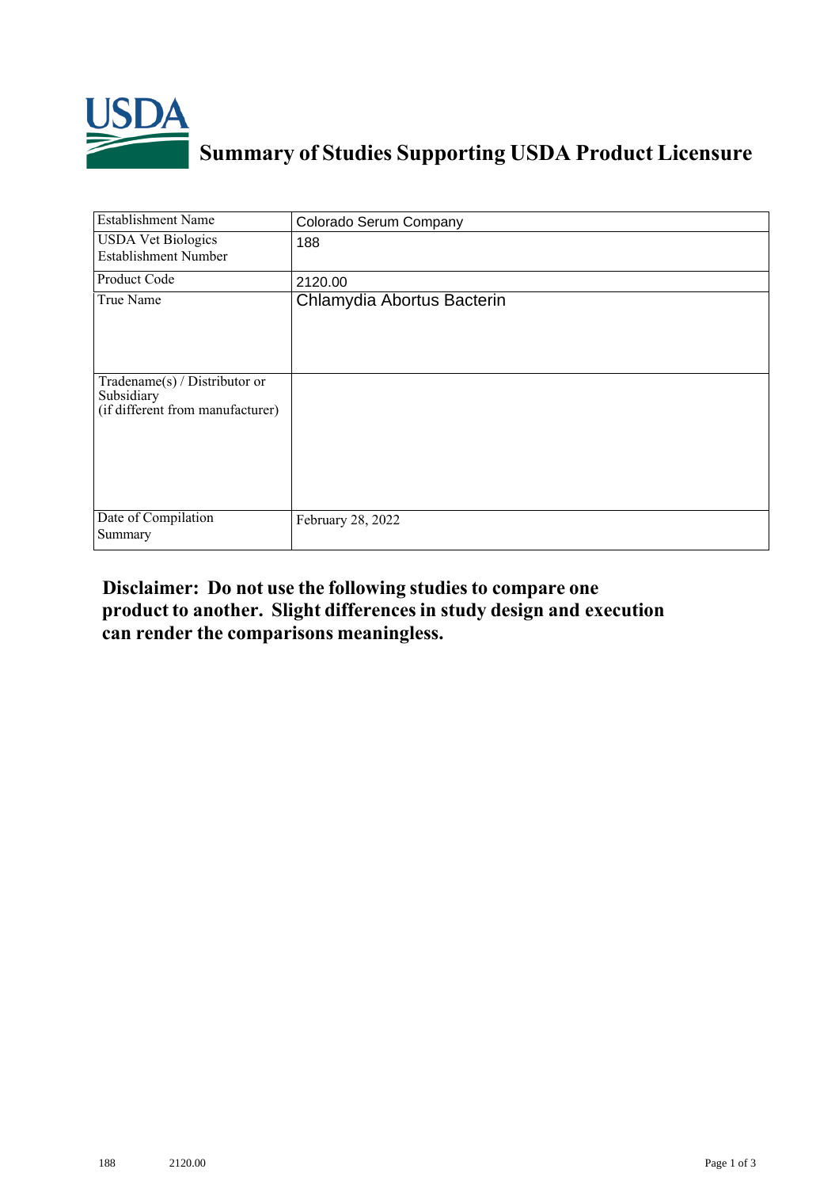# Summary of Studies Supporting USDA Product Licensure

| Establishment Name | Colorado Serum Company |
|---|---|
| USDA Vet Biologics Establishment Number | 188 |
| Product Code | 2120.00 |
| True Name | Chlamydia Abortus Bacterin |
| Tradename(s) / Distributor or Subsidiary (if different from manufacturer) | |
| Date of Compilation Summary | February 28, 2022 |

**Disclaimer: Do not use the following studies to compare one product to another. Slight differences in study design and execution can render the comparisons meaningless.**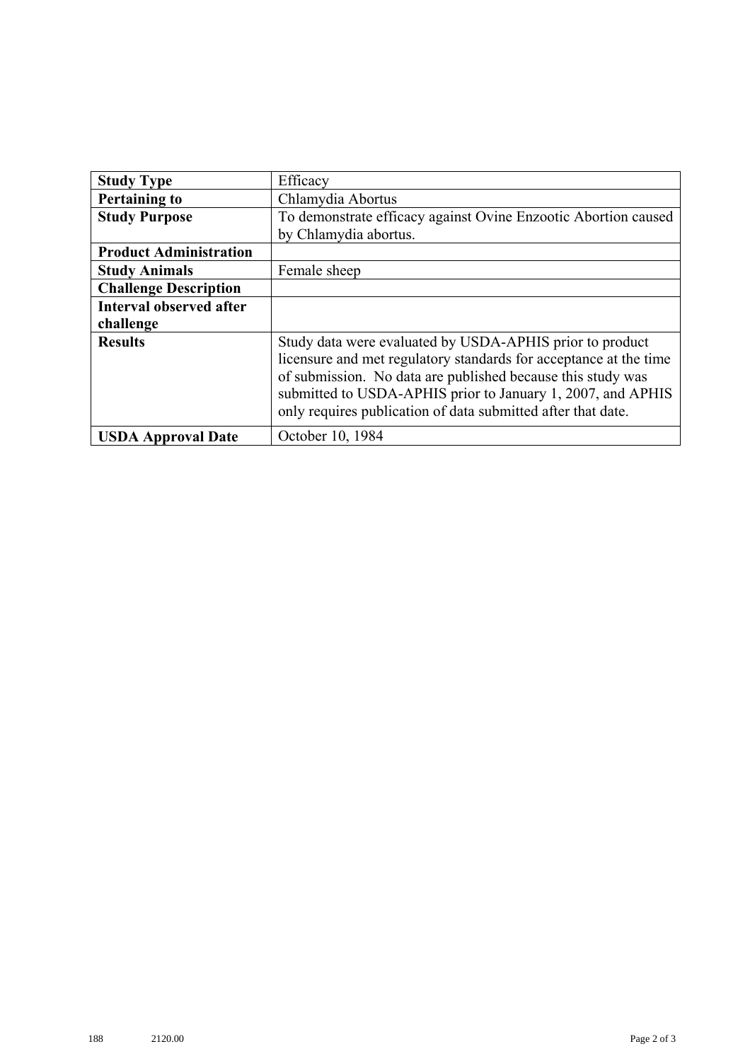| Study Type | Efficacy |
| --- | --- |
| **Pertaining to** | Chlamydia Abortus |
| **Study Purpose** | To demonstrate efficacy against Ovine Enzootic Abortion caused by Chlamydia abortus. |
| **Product Administration** | |
| **Study Animals** | Female sheep |
| **Challenge Description** | |
| **Interval observed after challenge** | |
| **Results** | Study data were evaluated by USDA-APHIS prior to product licensure and met regulatory standards for acceptance at the time of submission. No data are published because this study was submitted to USDA-APHIS prior to January 1, 2007, and APHIS only requires publication of data submitted after that date. |
| **USDA Approval Date** | October 10, 1984 |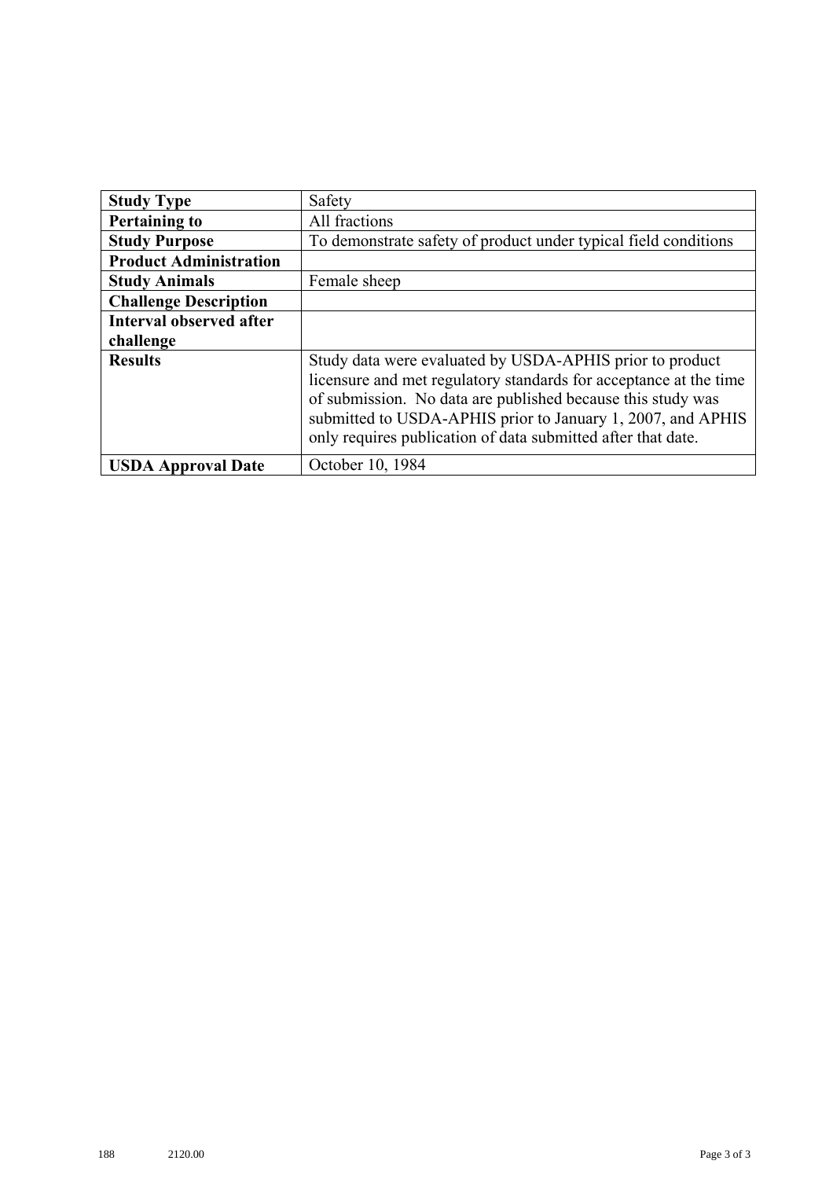| | |
|---|---|
| **Study Type** | Safety |
| **Pertaining to** | All fractions |
| **Study Purpose** | To demonstrate safety of product under typical field conditions |
| **Product Administration** | |
| **Study Animals** | Female sheep |
| **Challenge Description** | |
| **Interval observed after challenge** | |
| **Results** | Study data were evaluated by USDA-APHIS prior to product licensure and met regulatory standards for acceptance at the time of submission. No data are published because this study was submitted to USDA-APHIS prior to January 1, 2007, and APHIS only requires publication of data submitted after that date. |
| **USDA Approval Date** | October 10, 1984 |